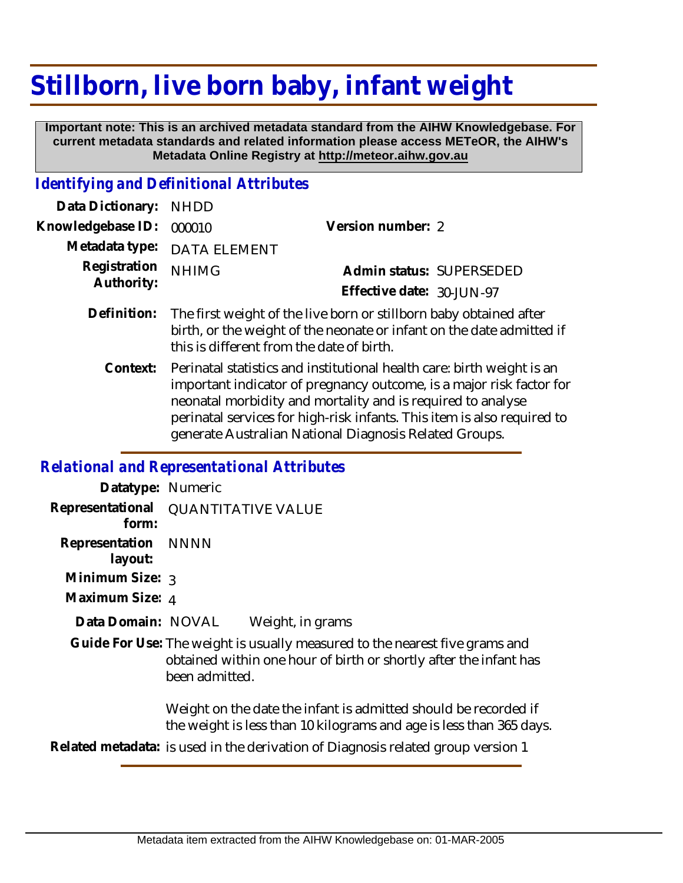# Stillborn, live born baby, infant weight

**Important note: This is an archived metadata standard from the AIHW Knowledgebase. For current metadata standards and related information please access METeOR, the AIHW's Metadata Online Registry at http://meteor.aihw.gov.au**

## *Identifying and Definitional Attributes*

| | | | |
|---|---|---|---|
| **Data Dictionary:** | NHDD | | |
| **Knowledgebase ID:** | 000010 | **Version number:** | 2 |
| **Metadata type:** | DATA ELEMENT | | |
| **Registration Authority:** | NHIMG | **Admin status:** | SUPERSEDED |
| | | **Effective date:** | 30-JUN-97 |

**Definition:** The first weight of the live born or stillborn baby obtained after birth, or the weight of the neonate or infant on the date admitted if this is different from the date of birth.

**Context:** Perinatal statistics and institutional health care: birth weight is an important indicator of pregnancy outcome, is a major risk factor for neonatal morbidity and mortality and is required to analyse perinatal services for high-risk infants. This item is also required to generate Australian National Diagnosis Related Groups.

## *Relational and Representational Attributes*

**Datatype:** Numeric

**Representational form:** QUANTITATIVE VALUE

**Representation layout:** NNNN

**Minimum Size:** 3

**Maximum Size:** 4

**Data Domain:** NOVAL Weight, in grams

**Guide For Use:** The weight is usually measured to the nearest five grams and obtained within one hour of birth or shortly after the infant has been admitted.

Weight on the date the infant is admitted should be recorded if the weight is less than 10 kilograms and age is less than 365 days.

**Related metadata:** is used in the derivation of Diagnosis related group version 1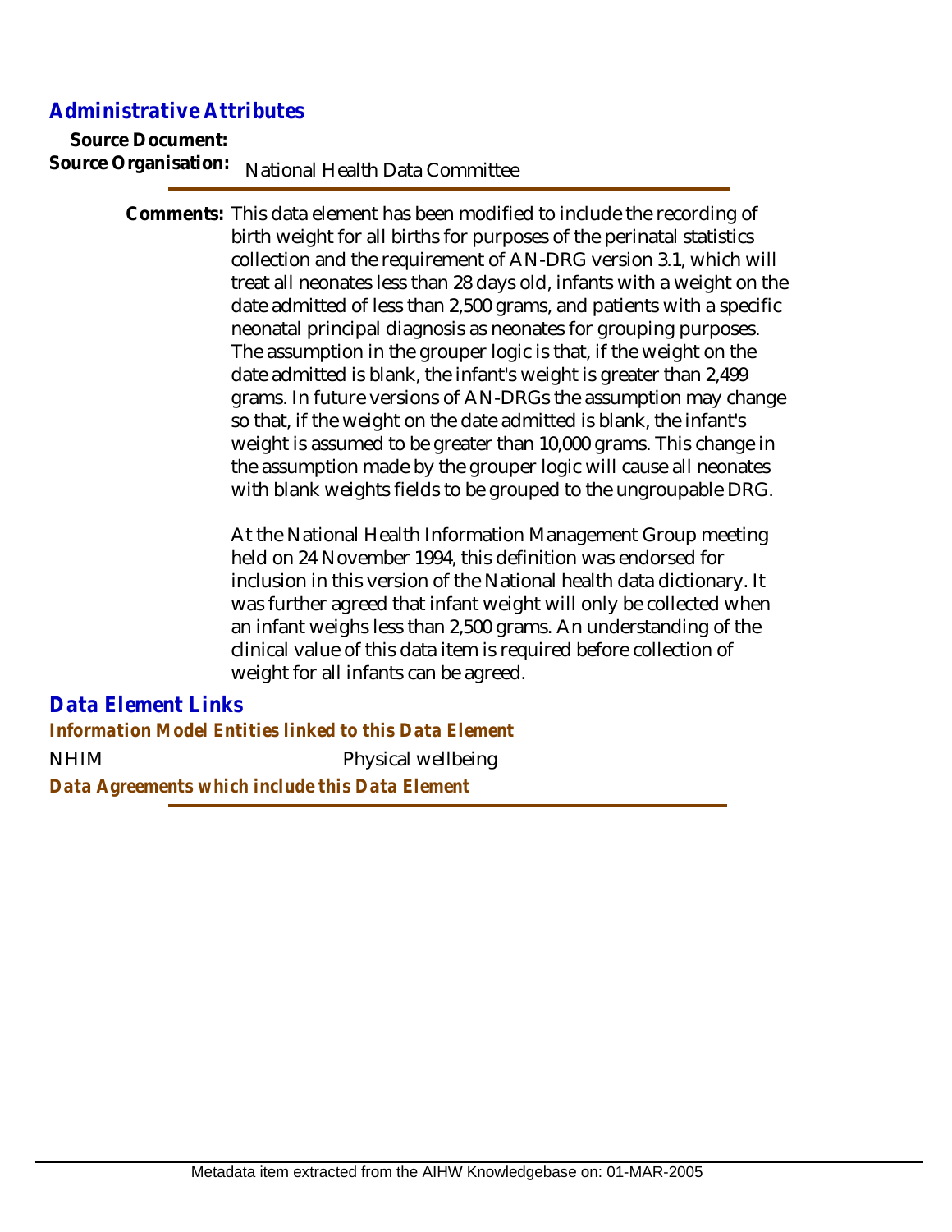## Administrative Attributes

**Source Document:**

**Source Organisation:** National Health Data Committee

**Comments:** This data element has been modified to include the recording of birth weight for all births for purposes of the perinatal statistics collection and the requirement of AN-DRG version 3.1, which will treat all neonates less than 28 days old, infants with a weight on the date admitted of less than 2,500 grams, and patients with a specific neonatal principal diagnosis as neonates for grouping purposes. The assumption in the grouper logic is that, if the weight on the date admitted is blank, the infant's weight is greater than 2,499 grams. In future versions of AN-DRGs the assumption may change so that, if the weight on the date admitted is blank, the infant's weight is assumed to be greater than 10,000 grams. This change in the assumption made by the grouper logic will cause all neonates with blank weights fields to be grouped to the ungroupable DRG.

At the National Health Information Management Group meeting held on 24 November 1994, this definition was endorsed for inclusion in this version of the National health data dictionary. It was further agreed that infant weight will only be collected when an infant weighs less than 2,500 grams. An understanding of the clinical value of this data item is required before collection of weight for all infants can be agreed.

## Data Element Links

### Information Model Entities linked to this Data Element

NHIM Physical wellbeing

### Data Agreements which include this Data Element